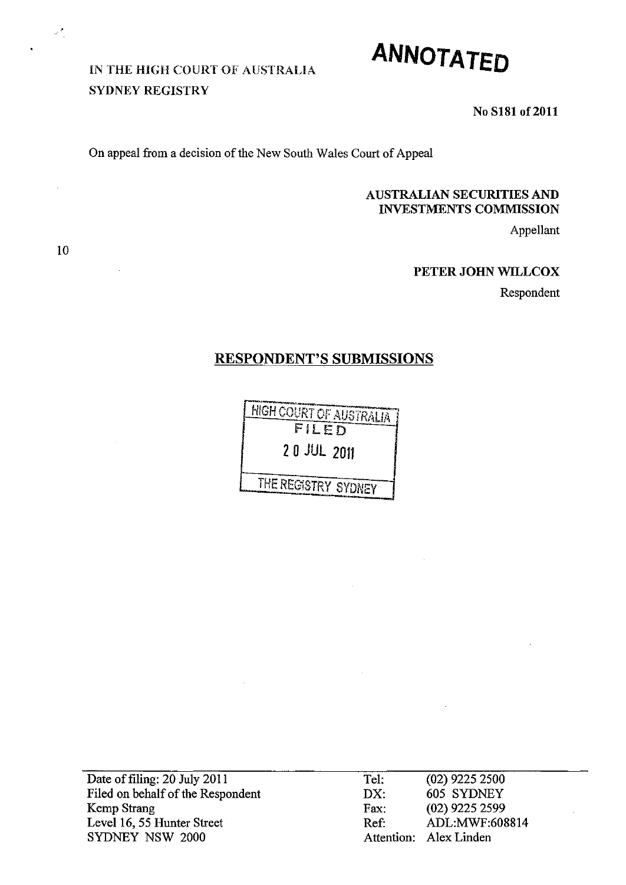# ANNOTATED

IN THE HIGH COURT OF AUSTRALIA
SYDNEY REGISTRY

**No S181 of 2011**

On appeal from a decision of the New South Wales Court of Appeal

**AUSTRALIAN SECURITIES AND INVESTMENTS COMMISSION**

Appellant

**PETER JOHN WILLCOX**

Respondent

## RESPONDENT'S SUBMISSIONS

HIGH COURT OF AUSTRALIA
FILED
20 JUL 2011
THE REGISTRY SYDNEY

| | | |
|---|---|---|
| Date of filing: 20 July 2011 | Tel: | (02) 9225 2500 |
| Filed on behalf of the Respondent | DX: | 605 SYDNEY |
| Kemp Strang | Fax: | (02) 9225 2599 |
| Level 16, 55 Hunter Street | Ref: | ADL:MWF:608814 |
| SYDNEY NSW 2000 | Attention: | Alex Linden |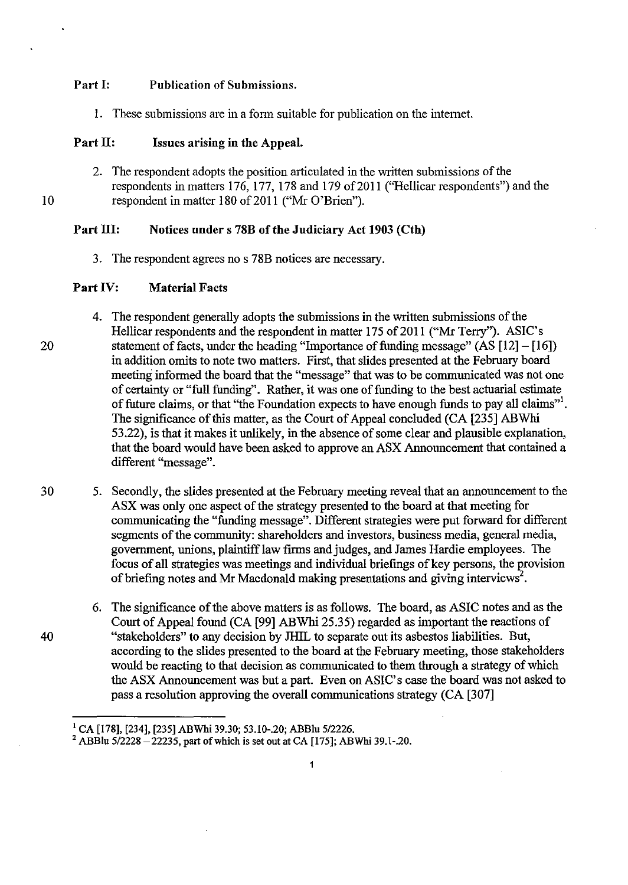**Part I: Publication of Submissions.**

1. These submissions are in a form suitable for publication on the internet.

**Part II: Issues arising in the Appeal.**

2. The respondent adopts the position articulated in the written submissions of the respondents in matters 176, 177, 178 and 179 of 2011 ("Hellicar respondents") and the respondent in matter 180 of 2011 ("Mr O'Brien").

**Part III: Notices under s 78B of the Judiciary Act 1903 (Cth)**

3. The respondent agrees no s 78B notices are necessary.

**Part IV: Material Facts**

4. The respondent generally adopts the submissions in the written submissions of the Hellicar respondents and the respondent in matter 175 of 2011 ("Mr Terry"). ASIC's statement of facts, under the heading "Importance of funding message" (AS [12] – [16]) in addition omits to note two matters. First, that slides presented at the February board meeting informed the board that the "message" that was to be communicated was not one of certainty or "full funding". Rather, it was one of funding to the best actuarial estimate of future claims, or that "the Foundation expects to have enough funds to pay all claims"[1]. The significance of this matter, as the Court of Appeal concluded (CA [235] ABWhi 53.22), is that it makes it unlikely, in the absence of some clear and plausible explanation, that the board would have been asked to approve an ASX Announcement that contained a different "message".

5. Secondly, the slides presented at the February meeting reveal that an announcement to the ASX was only one aspect of the strategy presented to the board at that meeting for communicating the "funding message". Different strategies were put forward for different segments of the community: shareholders and investors, business media, general media, government, unions, plaintiff law firms and judges, and James Hardie employees. The focus of all strategies was meetings and individual briefings of key persons, the provision of briefing notes and Mr Macdonald making presentations and giving interviews[2].

6. The significance of the above matters is as follows. The board, as ASIC notes and as the Court of Appeal found (CA [99] ABWhi 25.35) regarded as important the reactions of "stakeholders" to any decision by JHIL to separate out its asbestos liabilities. But, according to the slides presented to the board at the February meeting, those stakeholders would be reacting to that decision as communicated to them through a strategy of which the ASX Announcement was but a part. Even on ASIC's case the board was not asked to pass a resolution approving the overall communications strategy (CA [307]

---

[1] CA [178], [234], [235] ABWhi 39.30; 53.10-.20; ABBlu 5/2226.

[2] ABBlu 5/2228 – 22235, part of which is set out at CA [175]; ABWhi 39.1-.20.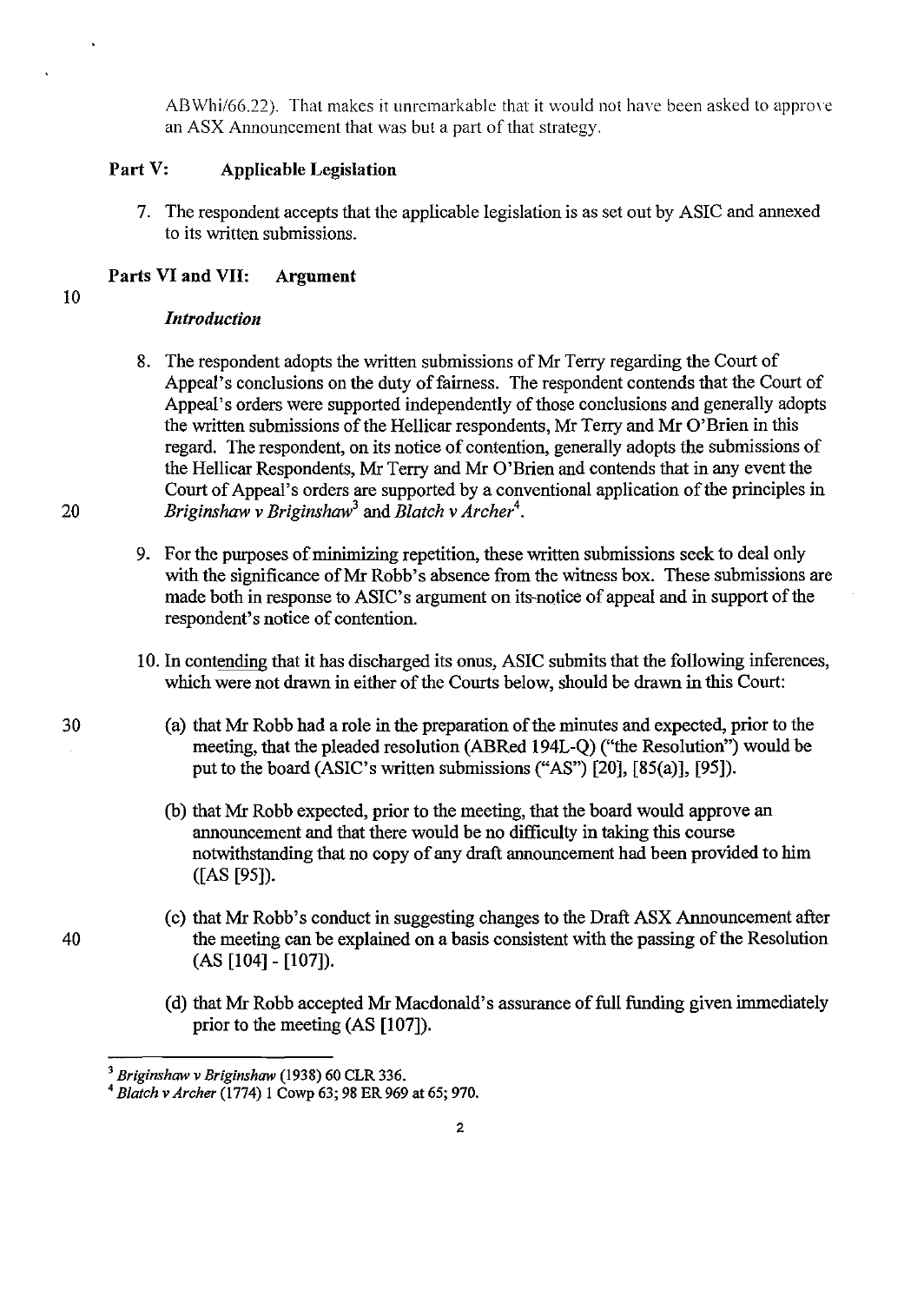ABWhi/66.22). That makes it unremarkable that it would not have been asked to approve an ASX Announcement that was but a part of that strategy.

## Part V: Applicable Legislation

7. The respondent accepts that the applicable legislation is as set out by ASIC and annexed to its written submissions.

## Parts VI and VII: Argument

### *Introduction*

8. The respondent adopts the written submissions of Mr Terry regarding the Court of Appeal's conclusions on the duty of fairness. The respondent contends that the Court of Appeal's orders were supported independently of those conclusions and generally adopts the written submissions of the Hellicar respondents, Mr Terry and Mr O'Brien in this regard. The respondent, on its notice of contention, generally adopts the submissions of the Hellicar Respondents, Mr Terry and Mr O'Brien and contends that in any event the Court of Appeal's orders are supported by a conventional application of the principles in *Briginshaw v Briginshaw*[3] and *Blatch v Archer*[4].

9. For the purposes of minimizing repetition, these written submissions seek to deal only with the significance of Mr Robb's absence from the witness box. These submissions are made both in response to ASIC's argument on its notice of appeal and in support of the respondent's notice of contention.

10. In contending that it has discharged its onus, ASIC submits that the following inferences, which were not drawn in either of the Courts below, should be drawn in this Court:

    (a) that Mr Robb had a role in the preparation of the minutes and expected, prior to the meeting, that the pleaded resolution (ABRed 194L-Q) ("the Resolution") would be put to the board (ASIC's written submissions ("AS") [20], [85(a)], [95]).

    (b) that Mr Robb expected, prior to the meeting, that the board would approve an announcement and that there would be no difficulty in taking this course notwithstanding that no copy of any draft announcement had been provided to him ([AS [95]).

    (c) that Mr Robb's conduct in suggesting changes to the Draft ASX Announcement after the meeting can be explained on a basis consistent with the passing of the Resolution (AS [104] - [107]).

    (d) that Mr Robb accepted Mr Macdonald's assurance of full funding given immediately prior to the meeting (AS [107]).

---

[3] *Briginshaw v Briginshaw* (1938) 60 CLR 336.

[4] *Blatch v Archer* (1774) 1 Cowp 63; 98 ER 969 at 65; 970.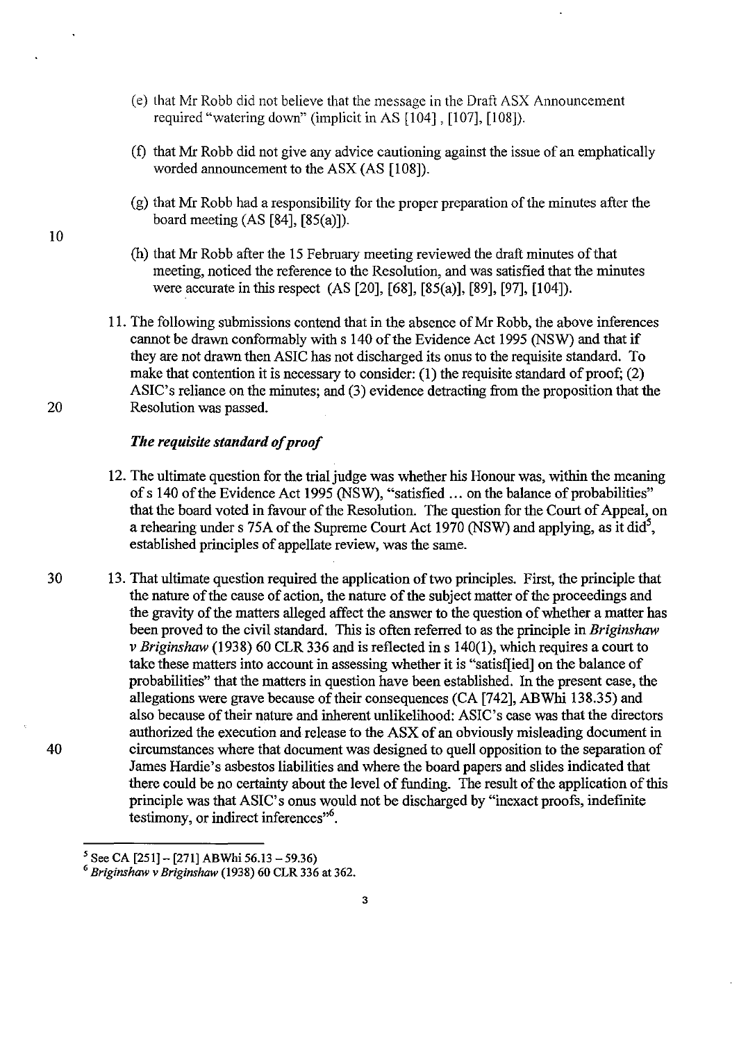(e) that Mr Robb did not believe that the message in the Draft ASX Announcement required "watering down" (implicit in AS [104], [107], [108]).

(f) that Mr Robb did not give any advice cautioning against the issue of an emphatically worded announcement to the ASX (AS [108]).

(g) that Mr Robb had a responsibility for the proper preparation of the minutes after the board meeting (AS [84], [85(a)]).

(h) that Mr Robb after the 15 February meeting reviewed the draft minutes of that meeting, noticed the reference to the Resolution, and was satisfied that the minutes were accurate in this respect (AS [20], [68], [85(a)], [89], [97], [104]).

11. The following submissions contend that in the absence of Mr Robb, the above inferences cannot be drawn conformably with s 140 of the Evidence Act 1995 (NSW) and that if they are not drawn then ASIC has not discharged its onus to the requisite standard. To make that contention it is necessary to consider: (1) the requisite standard of proof; (2) ASIC's reliance on the minutes; and (3) evidence detracting from the proposition that the Resolution was passed.

### *The requisite standard of proof*

12. The ultimate question for the trial judge was whether his Honour was, within the meaning of s 140 of the Evidence Act 1995 (NSW), "satisfied ... on the balance of probabilities" that the board voted in favour of the Resolution. The question for the Court of Appeal, on a rehearing under s 75A of the Supreme Court Act 1970 (NSW) and applying, as it did[5], established principles of appellate review, was the same.

13. That ultimate question required the application of two principles. First, the principle that the nature of the cause of action, the nature of the subject matter of the proceedings and the gravity of the matters alleged affect the answer to the question of whether a matter has been proved to the civil standard. This is often referred to as the principle in *Briginshaw v Briginshaw* (1938) 60 CLR 336 and is reflected in s 140(1), which requires a court to take these matters into account in assessing whether it is "satisf[ied] on the balance of probabilities" that the matters in question have been established. In the present case, the allegations were grave because of their consequences (CA [742], ABWhi 138.35) and also because of their nature and inherent unlikelihood: ASIC's case was that the directors authorized the execution and release to the ASX of an obviously misleading document in circumstances where that document was designed to quell opposition to the separation of James Hardie's asbestos liabilities and where the board papers and slides indicated that there could be no certainty about the level of funding. The result of the application of this principle was that ASIC's onus would not be discharged by "inexact proofs, indefinite testimony, or indirect inferences"[6].

---

[5] See CA [251] – [271] ABWhi 56.13 – 59.36)

[6] *Briginshaw v Briginshaw* (1938) 60 CLR 336 at 362.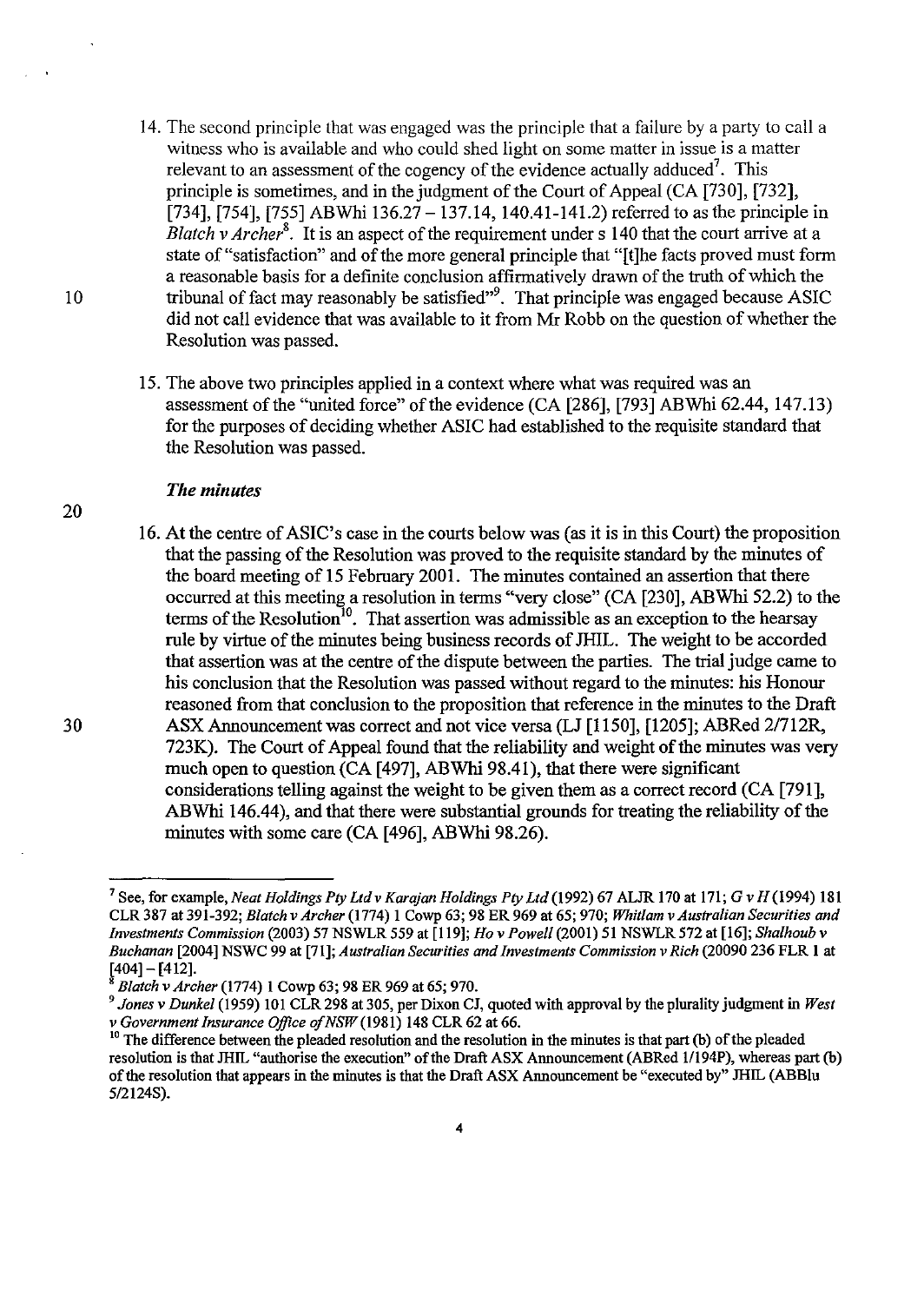14. The second principle that was engaged was the principle that a failure by a party to call a witness who is available and who could shed light on some matter in issue is a matter relevant to an assessment of the cogency of the evidence actually adduced[7]. This principle is sometimes, and in the judgment of the Court of Appeal (CA [730], [732], [734], [754], [755] ABWhi 136.27 – 137.14, 140.41-141.2) referred to as the principle in *Blatch v Archer*[8]. It is an aspect of the requirement under s 140 that the court arrive at a state of "satisfaction" and of the more general principle that "[t]he facts proved must form a reasonable basis for a definite conclusion affirmatively drawn of the truth of which the tribunal of fact may reasonably be satisfied"[9]. That principle was engaged because ASIC did not call evidence that was available to it from Mr Robb on the question of whether the Resolution was passed.

15. The above two principles applied in a context where what was required was an assessment of the "united force" of the evidence (CA [286], [793] ABWhi 62.44, 147.13) for the purposes of deciding whether ASIC had established to the requisite standard that the Resolution was passed.

### *The minutes*

16. At the centre of ASIC's case in the courts below was (as it is in this Court) the proposition that the passing of the Resolution was proved to the requisite standard by the minutes of the board meeting of 15 February 2001. The minutes contained an assertion that there occurred at this meeting a resolution in terms "very close" (CA [230], ABWhi 52.2) to the terms of the Resolution[10]. That assertion was admissible as an exception to the hearsay rule by virtue of the minutes being business records of JHIL. The weight to be accorded that assertion was at the centre of the dispute between the parties. The trial judge came to his conclusion that the Resolution was passed without regard to the minutes: his Honour reasoned from that conclusion to the proposition that reference in the minutes to the Draft ASX Announcement was correct and not vice versa (LJ [1150], [1205]; ABRed 2/712R, 723K). The Court of Appeal found that the reliability and weight of the minutes was very much open to question (CA [497], ABWhi 98.41), that there were significant considerations telling against the weight to be given them as a correct record (CA [791], ABWhi 146.44), and that there were substantial grounds for treating the reliability of the minutes with some care (CA [496], ABWhi 98.26).

---

[7] See, for example, *Neat Holdings Pty Ltd v Karajan Holdings Pty Ltd* (1992) 67 ALJR 170 at 171; *G v H* (1994) 181 CLR 387 at 391-392; *Blatch v Archer* (1774) 1 Cowp 63; 98 ER 969 at 65; 970; *Whitlam v Australian Securities and Investments Commission* (2003) 57 NSWLR 559 at [119]; *Ho v Powell* (2001) 51 NSWLR 572 at [16]; *Shalhoub v Buchanan* [2004] NSWC 99 at [71]; *Australian Securities and Investments Commission v Rich* (20090 236 FLR 1 at [404] – [412].

[8] *Blatch v Archer* (1774) 1 Cowp 63; 98 ER 969 at 65; 970.

[9] *Jones v Dunkel* (1959) 101 CLR 298 at 305, per Dixon CJ, quoted with approval by the plurality judgment in *West v Government Insurance Office of NSW* (1981) 148 CLR 62 at 66.

[10] The difference between the pleaded resolution and the resolution in the minutes is that part (b) of the pleaded resolution is that JHIL "authorise the execution" of the Draft ASX Announcement (ABRed 1/194P), whereas part (b) of the resolution that appears in the minutes is that the Draft ASX Announcement be "executed by" JHIL (ABBlu 5/2124S).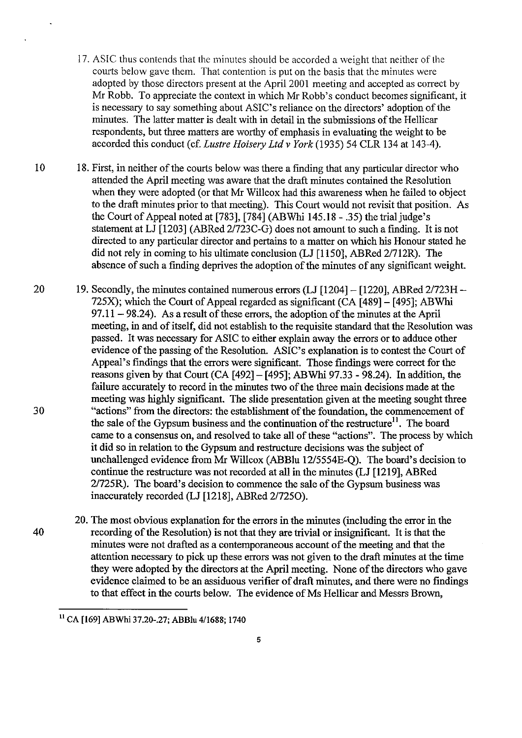17. ASIC thus contends that the minutes should be accorded a weight that neither of the courts below gave them. That contention is put on the basis that the minutes were adopted by those directors present at the April 2001 meeting and accepted as correct by Mr Robb. To appreciate the context in which Mr Robb's conduct becomes significant, it is necessary to say something about ASIC's reliance on the directors' adoption of the minutes. The latter matter is dealt with in detail in the submissions of the Hellicar respondents, but three matters are worthy of emphasis in evaluating the weight to be accorded this conduct (cf. *Lustre Hoisery Ltd v York* (1935) 54 CLR 134 at 143-4).

18. First, in neither of the courts below was there a finding that any particular director who attended the April meeting was aware that the draft minutes contained the Resolution when they were adopted (or that Mr Willcox had this awareness when he failed to object to the draft minutes prior to that meeting). This Court would not revisit that position. As the Court of Appeal noted at [783], [784] (ABWhi 145.18 - .35) the trial judge's statement at LJ [1203] (ABRed 2/723C-G) does not amount to such a finding. It is not directed to any particular director and pertains to a matter on which his Honour stated he did not rely in coming to his ultimate conclusion (LJ [1150], ABRed 2/712R). The absence of such a finding deprives the adoption of the minutes of any significant weight.

19. Secondly, the minutes contained numerous errors (LJ [1204] – [1220], ABRed 2/723H – 725X); which the Court of Appeal regarded as significant (CA [489] – [495]; ABWhi 97.11 – 98.24). As a result of these errors, the adoption of the minutes at the April meeting, in and of itself, did not establish to the requisite standard that the Resolution was passed. It was necessary for ASIC to either explain away the errors or to adduce other evidence of the passing of the Resolution. ASIC's explanation is to contest the Court of Appeal's findings that the errors were significant. Those findings were correct for the reasons given by that Court (CA [492] – [495]; ABWhi 97.33 - 98.24). In addition, the failure accurately to record in the minutes two of the three main decisions made at the meeting was highly significant. The slide presentation given at the meeting sought three "actions" from the directors: the establishment of the foundation, the commencement of the sale of the Gypsum business and the continuation of the restructure[11]. The board came to a consensus on, and resolved to take all of these "actions". The process by which it did so in relation to the Gypsum and restructure decisions was the subject of unchallenged evidence from Mr Willcox (ABBlu 12/5554E-Q). The board's decision to continue the restructure was not recorded at all in the minutes (LJ [1219], ABRed 2/725R). The board's decision to commence the sale of the Gypsum business was inaccurately recorded (LJ [1218], ABRed 2/725O).

20. The most obvious explanation for the errors in the minutes (including the error in the recording of the Resolution) is not that they are trivial or insignificant. It is that the minutes were not drafted as a contemporaneous account of the meeting and that the attention necessary to pick up these errors was not given to the draft minutes at the time they were adopted by the directors at the April meeting. None of the directors who gave evidence claimed to be an assiduous verifier of draft minutes, and there were no findings to that effect in the courts below. The evidence of Ms Hellicar and Messrs Brown,

[11] CA [169] ABWhi 37.20-.27; ABBlu 4/1688; 1740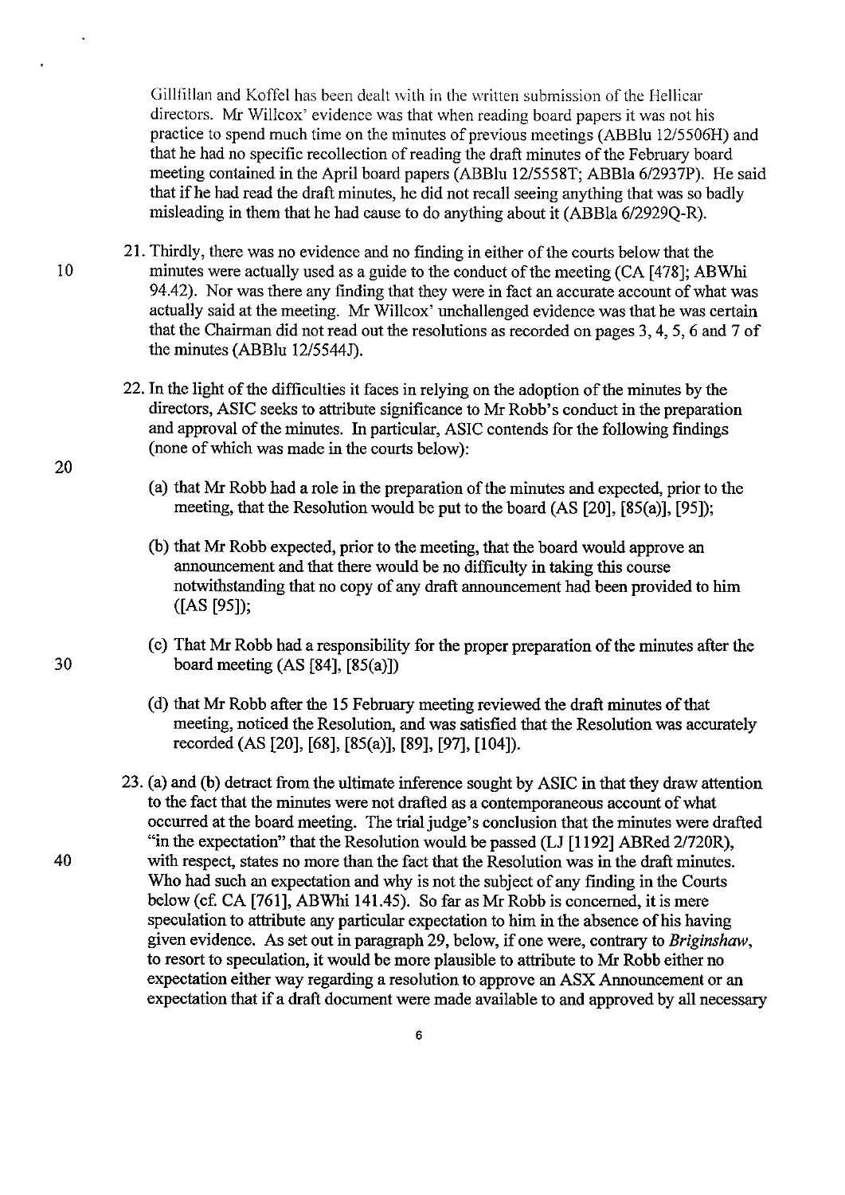Gillfillan and Koffel has been dealt with in the written submission of the Hellicar directors. Mr Willcox' evidence was that when reading board papers it was not his practice to spend much time on the minutes of previous meetings (ABBlu 12/5506H) and that he had no specific recollection of reading the draft minutes of the February board meeting contained in the April board papers (ABBlu 12/5558T; ABBla 6/2937P). He said that if he had read the draft minutes, he did not recall seeing anything that was so badly misleading in them that he had cause to do anything about it (ABBla 6/2929Q-R).

21. Thirdly, there was no evidence and no finding in either of the courts below that the minutes were actually used as a guide to the conduct of the meeting (CA [478]; ABWhi 94.42). Nor was there any finding that they were in fact an accurate account of what was actually said at the meeting. Mr Willcox' unchallenged evidence was that he was certain that the Chairman did not read out the resolutions as recorded on pages 3, 4, 5, 6 and 7 of the minutes (ABBlu 12/5544J).

22. In the light of the difficulties it faces in relying on the adoption of the minutes by the directors, ASIC seeks to attribute significance to Mr Robb's conduct in the preparation and approval of the minutes. In particular, ASIC contends for the following findings (none of which was made in the courts below):

    (a) that Mr Robb had a role in the preparation of the minutes and expected, prior to the meeting, that the Resolution would be put to the board (AS [20], [85(a)], [95]);

    (b) that Mr Robb expected, prior to the meeting, that the board would approve an announcement and that there would be no difficulty in taking this course notwithstanding that no copy of any draft announcement had been provided to him ([AS [95]);

    (c) That Mr Robb had a responsibility for the proper preparation of the minutes after the board meeting (AS [84], [85(a)])

    (d) that Mr Robb after the 15 February meeting reviewed the draft minutes of that meeting, noticed the Resolution, and was satisfied that the Resolution was accurately recorded (AS [20], [68], [85(a)], [89], [97], [104]).

23. (a) and (b) detract from the ultimate inference sought by ASIC in that they draw attention to the fact that the minutes were not drafted as a contemporaneous account of what occurred at the board meeting. The trial judge's conclusion that the minutes were drafted "in the expectation" that the Resolution would be passed (LJ [1192] ABRed 2/720R), with respect, states no more than the fact that the Resolution was in the draft minutes. Who had such an expectation and why is not the subject of any finding in the Courts below (cf. CA [761], ABWhi 141.45). So far as Mr Robb is concerned, it is mere speculation to attribute any particular expectation to him in the absence of his having given evidence. As set out in paragraph 29, below, if one were, contrary to *Briginshaw*, to resort to speculation, it would be more plausible to attribute to Mr Robb either no expectation either way regarding a resolution to approve an ASX Announcement or an expectation that if a draft document were made available to and approved by all necessary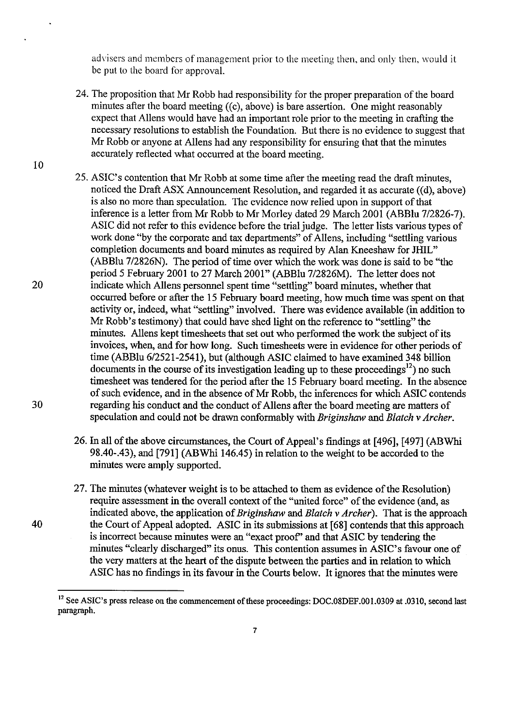advisers and members of management prior to the meeting then, and only then, would it be put to the board for approval.

24. The proposition that Mr Robb had responsibility for the proper preparation of the board minutes after the board meeting ((c), above) is bare assertion. One might reasonably expect that Allens would have had an important role prior to the meeting in crafting the necessary resolutions to establish the Foundation. But there is no evidence to suggest that Mr Robb or anyone at Allens had any responsibility for ensuring that that the minutes accurately reflected what occurred at the board meeting.

25. ASIC's contention that Mr Robb at some time after the meeting read the draft minutes, noticed the Draft ASX Announcement Resolution, and regarded it as accurate ((d), above) is also no more than speculation. The evidence now relied upon in support of that inference is a letter from Mr Robb to Mr Morley dated 29 March 2001 (ABBlu 7/2826-7). ASIC did not refer to this evidence before the trial judge. The letter lists various types of work done "by the corporate and tax departments" of Allens, including "settling various completion documents and board minutes as required by Alan Kneeshaw for JHIL" (ABBlu 7/2826N). The period of time over which the work was done is said to be "the period 5 February 2001 to 27 March 2001" (ABBlu 7/2826M). The letter does not indicate which Allens personnel spent time "settling" board minutes, whether that occurred before or after the 15 February board meeting, how much time was spent on that activity or, indeed, what "settling" involved. There was evidence available (in addition to Mr Robb's testimony) that could have shed light on the reference to "settling" the minutes. Allens kept timesheets that set out who performed the work the subject of its invoices, when, and for how long. Such timesheets were in evidence for other periods of time (ABBlu 6/2521-2541), but (although ASIC claimed to have examined 348 billion documents in the course of its investigation leading up to these proceedings[12]) no such timesheet was tendered for the period after the 15 February board meeting. In the absence of such evidence, and in the absence of Mr Robb, the inferences for which ASIC contends regarding his conduct and the conduct of Allens after the board meeting are matters of speculation and could not be drawn conformably with *Briginshaw* and *Blatch v Archer*.

26. In all of the above circumstances, the Court of Appeal's findings at [496], [497] (ABWhi 98.40-.43), and [791] (ABWhi 146.45) in relation to the weight to be accorded to the minutes were amply supported.

27. The minutes (whatever weight is to be attached to them as evidence of the Resolution) require assessment in the overall context of the "united force" of the evidence (and, as indicated above, the application of *Briginshaw* and *Blatch v Archer*). That is the approach the Court of Appeal adopted. ASIC in its submissions at [68] contends that this approach is incorrect because minutes were an "exact proof" and that ASIC by tendering the minutes "clearly discharged" its onus. This contention assumes in ASIC's favour one of the very matters at the heart of the dispute between the parties and in relation to which ASIC has no findings in its favour in the Courts below. It ignores that the minutes were

---

[12] See ASIC's press release on the commencement of these proceedings: DOC.08DEF.001.0309 at .0310, second last paragraph.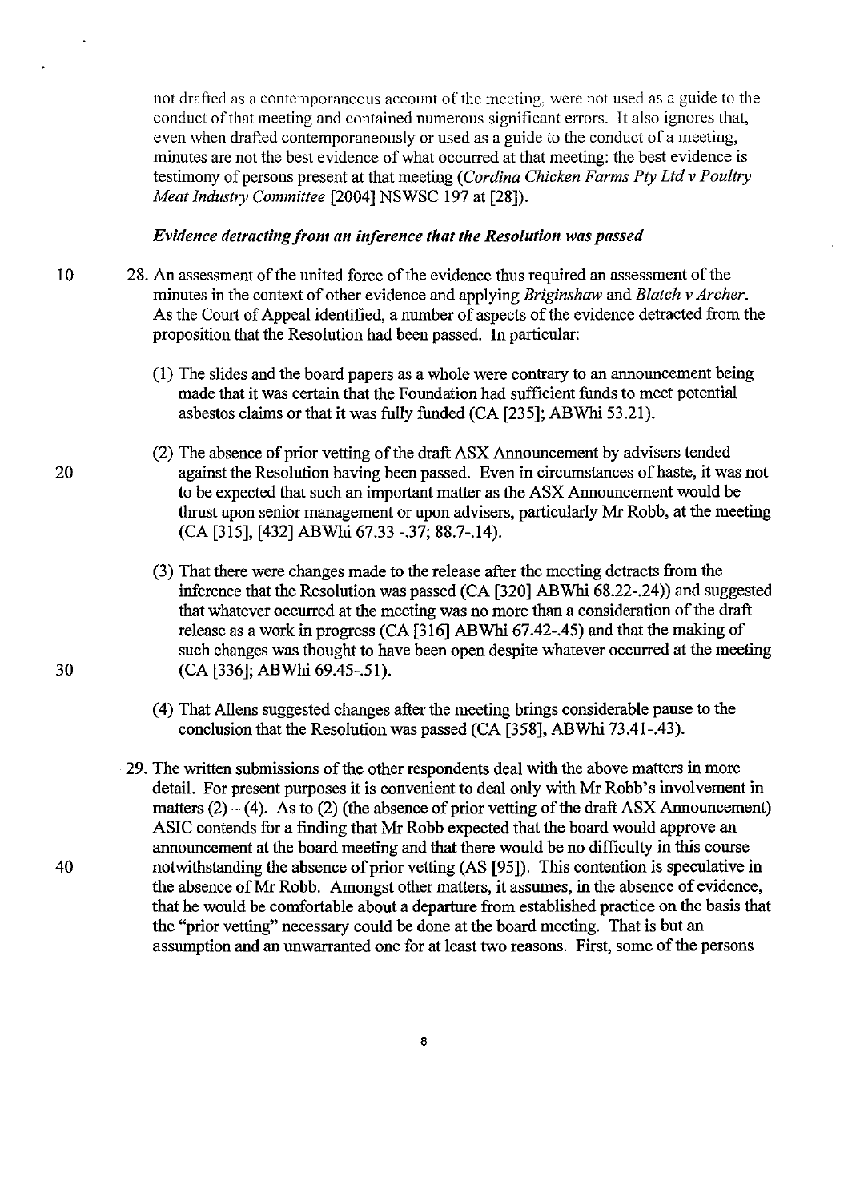not drafted as a contemporaneous account of the meeting, were not used as a guide to the conduct of that meeting and contained numerous significant errors. It also ignores that, even when drafted contemporaneously or used as a guide to the conduct of a meeting, minutes are not the best evidence of what occurred at that meeting: the best evidence is testimony of persons present at that meeting (*Cordina Chicken Farms Pty Ltd v Poultry Meat Industry Committee* [2004] NSWSC 197 at [28]).

***Evidence detracting from an inference that the Resolution was passed***

28. An assessment of the united force of the evidence thus required an assessment of the minutes in the context of other evidence and applying *Briginshaw* and *Blatch v Archer*. As the Court of Appeal identified, a number of aspects of the evidence detracted from the proposition that the Resolution had been passed. In particular:

    (1) The slides and the board papers as a whole were contrary to an announcement being made that it was certain that the Foundation had sufficient funds to meet potential asbestos claims or that it was fully funded (CA [235]; ABWhi 53.21).

    (2) The absence of prior vetting of the draft ASX Announcement by advisers tended against the Resolution having been passed. Even in circumstances of haste, it was not to be expected that such an important matter as the ASX Announcement would be thrust upon senior management or upon advisers, particularly Mr Robb, at the meeting (CA [315], [432] ABWhi 67.33 -.37; 88.7-.14).

    (3) That there were changes made to the release after the meeting detracts from the inference that the Resolution was passed (CA [320] ABWhi 68.22-.24)) and suggested that whatever occurred at the meeting was no more than a consideration of the draft release as a work in progress (CA [316] ABWhi 67.42-.45) and that the making of such changes was thought to have been open despite whatever occurred at the meeting (CA [336]; ABWhi 69.45-.51).

    (4) That Allens suggested changes after the meeting brings considerable pause to the conclusion that the Resolution was passed (CA [358], ABWhi 73.41-.43).

29. The written submissions of the other respondents deal with the above matters in more detail. For present purposes it is convenient to deal only with Mr Robb's involvement in matters (2) – (4). As to (2) (the absence of prior vetting of the draft ASX Announcement) ASIC contends for a finding that Mr Robb expected that the board would approve an announcement at the board meeting and that there would be no difficulty in this course notwithstanding the absence of prior vetting (AS [95]). This contention is speculative in the absence of Mr Robb. Amongst other matters, it assumes, in the absence of evidence, that he would be comfortable about a departure from established practice on the basis that the "prior vetting" necessary could be done at the board meeting. That is but an assumption and an unwarranted one for at least two reasons. First, some of the persons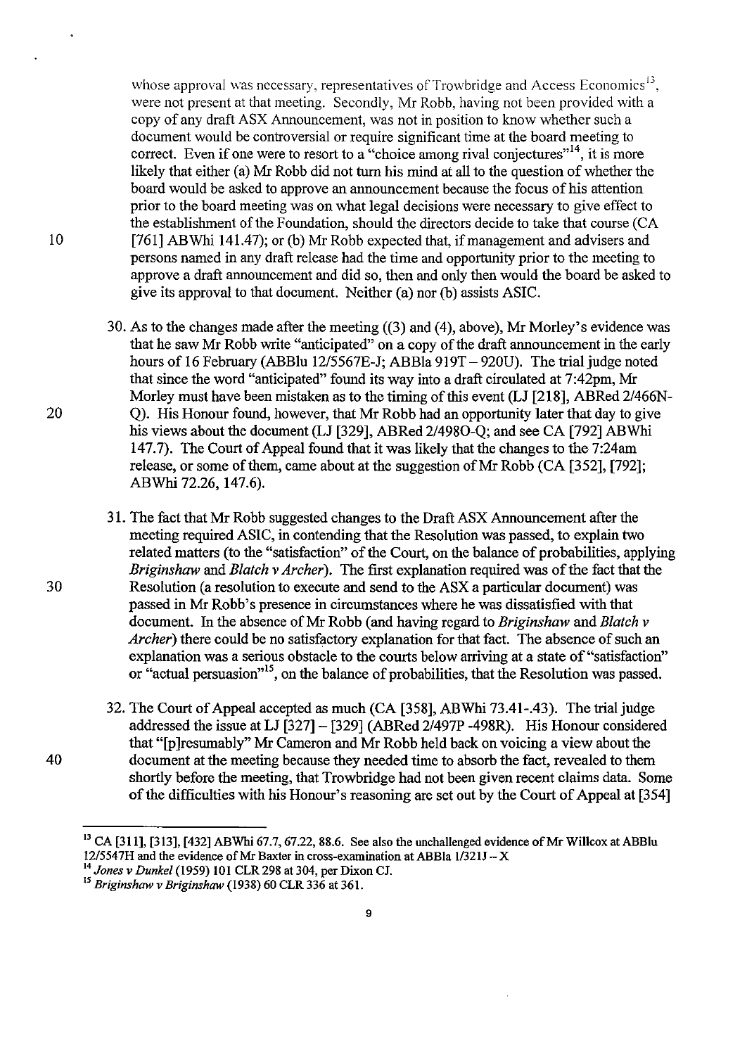whose approval was necessary, representatives of Trowbridge and Access Economics[13], were not present at that meeting. Secondly, Mr Robb, having not been provided with a copy of any draft ASX Announcement, was not in position to know whether such a document would be controversial or require significant time at the board meeting to correct. Even if one were to resort to a "choice among rival conjectures"[14], it is more likely that either (a) Mr Robb did not turn his mind at all to the question of whether the board would be asked to approve an announcement because the focus of his attention prior to the board meeting was on what legal decisions were necessary to give effect to the establishment of the Foundation, should the directors decide to take that course (CA [761] ABWhi 141.47); or (b) Mr Robb expected that, if management and advisers and persons named in any draft release had the time and opportunity prior to the meeting to approve a draft announcement and did so, then and only then would the board be asked to give its approval to that document. Neither (a) nor (b) assists ASIC.

30. As to the changes made after the meeting ((3) and (4), above), Mr Morley's evidence was that he saw Mr Robb write "anticipated" on a copy of the draft announcement in the early hours of 16 February (ABBlu 12/5567E-J; ABBla 919T – 920U). The trial judge noted that since the word "anticipated" found its way into a draft circulated at 7:42pm, Mr Morley must have been mistaken as to the timing of this event (LJ [218], ABRed 2/466N-Q). His Honour found, however, that Mr Robb had an opportunity later that day to give his views about the document (LJ [329], ABRed 2/498O-Q; and see CA [792] ABWhi 147.7). The Court of Appeal found that it was likely that the changes to the 7:24am release, or some of them, came about at the suggestion of Mr Robb (CA [352], [792]; ABWhi 72.26, 147.6).

31. The fact that Mr Robb suggested changes to the Draft ASX Announcement after the meeting required ASIC, in contending that the Resolution was passed, to explain two related matters (to the "satisfaction" of the Court, on the balance of probabilities, applying *Briginshaw* and *Blatch v Archer*). The first explanation required was of the fact that the Resolution (a resolution to execute and send to the ASX a particular document) was passed in Mr Robb's presence in circumstances where he was dissatisfied with that document. In the absence of Mr Robb (and having regard to *Briginshaw* and *Blatch v Archer*) there could be no satisfactory explanation for that fact. The absence of such an explanation was a serious obstacle to the courts below arriving at a state of "satisfaction" or "actual persuasion"[15], on the balance of probabilities, that the Resolution was passed.

32. The Court of Appeal accepted as much (CA [358], ABWhi 73.41-.43). The trial judge addressed the issue at LJ [327] – [329] (ABRed 2/497P -498R). His Honour considered that "[p]resumably" Mr Cameron and Mr Robb held back on voicing a view about the document at the meeting because they needed time to absorb the fact, revealed to them shortly before the meeting, that Trowbridge had not been given recent claims data. Some of the difficulties with his Honour's reasoning are set out by the Court of Appeal at [354]

---

[13] CA [311], [313], [432] ABWhi 67.7, 67.22, 88.6. See also the unchallenged evidence of Mr Willcox at ABBlu 12/5547H and the evidence of Mr Baxter in cross-examination at ABBla 1/321J – X

[14] *Jones v Dunkel* (1959) 101 CLR 298 at 304, per Dixon CJ.

[15] *Briginshaw v Briginshaw* (1938) 60 CLR 336 at 361.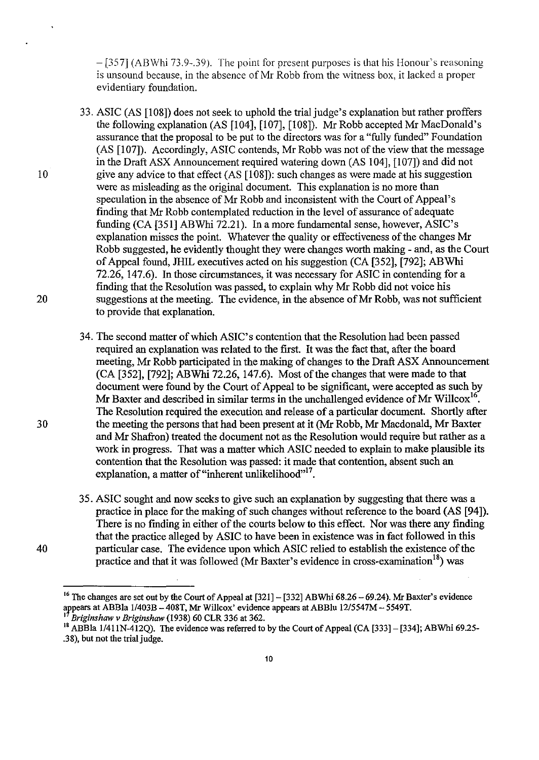– [357] (ABWhi 73.9-.39). The point for present purposes is that his Honour's reasoning is unsound because, in the absence of Mr Robb from the witness box, it lacked a proper evidentiary foundation.

33. ASIC (AS [108]) does not seek to uphold the trial judge's explanation but rather proffers the following explanation (AS [104], [107], [108]). Mr Robb accepted Mr MacDonald's assurance that the proposal to be put to the directors was for a "fully funded" Foundation (AS [107]). Accordingly, ASIC contends, Mr Robb was not of the view that the message in the Draft ASX Announcement required watering down (AS 104], [107]) and did not give any advice to that effect (AS [108]): such changes as were made at his suggestion were as misleading as the original document. This explanation is no more than speculation in the absence of Mr Robb and inconsistent with the Court of Appeal's finding that Mr Robb contemplated reduction in the level of assurance of adequate funding (CA [351] ABWhi 72.21). In a more fundamental sense, however, ASIC's explanation misses the point. Whatever the quality or effectiveness of the changes Mr Robb suggested, he evidently thought they were changes worth making - and, as the Court of Appeal found, JHIL executives acted on his suggestion (CA [352], [792]; ABWhi 72.26, 147.6). In those circumstances, it was necessary for ASIC in contending for a finding that the Resolution was passed, to explain why Mr Robb did not voice his suggestions at the meeting. The evidence, in the absence of Mr Robb, was not sufficient to provide that explanation.

34. The second matter of which ASIC's contention that the Resolution had been passed required an explanation was related to the first. It was the fact that, after the board meeting, Mr Robb participated in the making of changes to the Draft ASX Announcement (CA [352], [792]; ABWhi 72.26, 147.6). Most of the changes that were made to that document were found by the Court of Appeal to be significant, were accepted as such by Mr Baxter and described in similar terms in the unchallenged evidence of Mr Willcox[16]. The Resolution required the execution and release of a particular document. Shortly after the meeting the persons that had been present at it (Mr Robb, Mr Macdonald, Mr Baxter and Mr Shafron) treated the document not as the Resolution would require but rather as a work in progress. That was a matter which ASIC needed to explain to make plausible its contention that the Resolution was passed: it made that contention, absent such an explanation, a matter of "inherent unlikelihood"[17].

35. ASIC sought and now seeks to give such an explanation by suggesting that there was a practice in place for the making of such changes without reference to the board (AS [94]). There is no finding in either of the courts below to this effect. Nor was there any finding that the practice alleged by ASIC to have been in existence was in fact followed in this particular case. The evidence upon which ASIC relied to establish the existence of the practice and that it was followed (Mr Baxter's evidence in cross-examination[18]) was

---

[16] The changes are set out by the Court of Appeal at [321] – [332] ABWhi 68.26 – 69.24). Mr Baxter's evidence appears at ABBla 1/403B – 408T, Mr Willcox' evidence appears at ABBlu 12/5547M – 5549T.

[17] *Briginshaw v Briginshaw* (1938) 60 CLR 336 at 362.

[18] ABBla 1/411N-412Q). The evidence was referred to by the Court of Appeal (CA [333] – [334]; ABWhi 69.25-.38), but not the trial judge.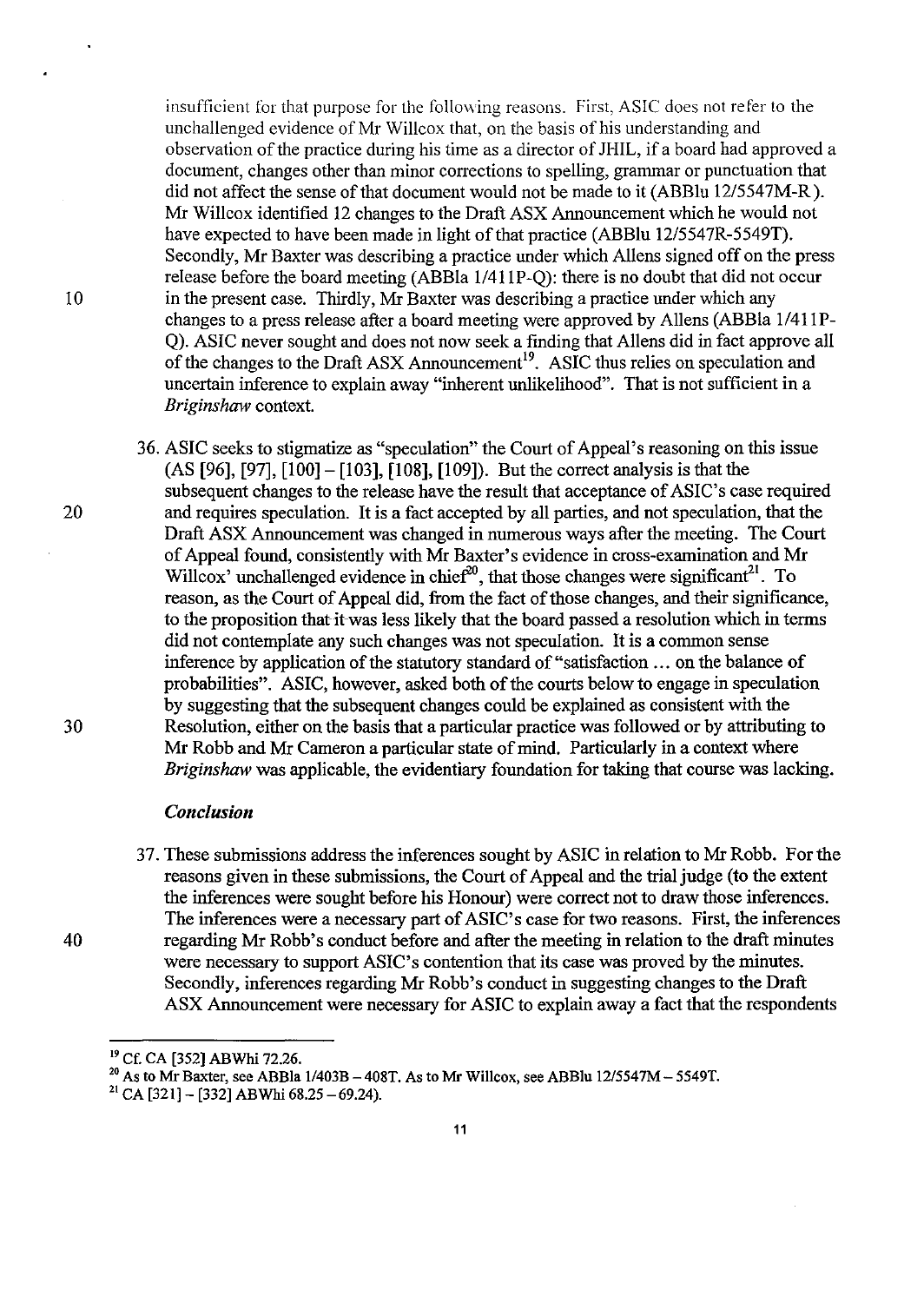insufficient for that purpose for the following reasons. First, ASIC does not refer to the unchallenged evidence of Mr Willcox that, on the basis of his understanding and observation of the practice during his time as a director of JHIL, if a board had approved a document, changes other than minor corrections to spelling, grammar or punctuation that did not affect the sense of that document would not be made to it (ABBlu 12/5547M-R). Mr Willcox identified 12 changes to the Draft ASX Announcement which he would not have expected to have been made in light of that practice (ABBlu 12/5547R-5549T). Secondly, Mr Baxter was describing a practice under which Allens signed off on the press release before the board meeting (ABBla 1/411P-Q): there is no doubt that did not occur in the present case. Thirdly, Mr Baxter was describing a practice under which any changes to a press release after a board meeting were approved by Allens (ABBla 1/411P-Q). ASIC never sought and does not now seek a finding that Allens did in fact approve all of the changes to the Draft ASX Announcement[19]. ASIC thus relies on speculation and uncertain inference to explain away "inherent unlikelihood". That is not sufficient in a *Briginshaw* context.

36. ASIC seeks to stigmatize as "speculation" the Court of Appeal's reasoning on this issue (AS [96], [97], [100] – [103], [108], [109]). But the correct analysis is that the subsequent changes to the release have the result that acceptance of ASIC's case required and requires speculation. It is a fact accepted by all parties, and not speculation, that the Draft ASX Announcement was changed in numerous ways after the meeting. The Court of Appeal found, consistently with Mr Baxter's evidence in cross-examination and Mr Willcox' unchallenged evidence in chief[20], that those changes were significant[21]. To reason, as the Court of Appeal did, from the fact of those changes, and their significance, to the proposition that it was less likely that the board passed a resolution which in terms did not contemplate any such changes was not speculation. It is a common sense inference by application of the statutory standard of "satisfaction ... on the balance of probabilities". ASIC, however, asked both of the courts below to engage in speculation by suggesting that the subsequent changes could be explained as consistent with the Resolution, either on the basis that a particular practice was followed or by attributing to Mr Robb and Mr Cameron a particular state of mind. Particularly in a context where *Briginshaw* was applicable, the evidentiary foundation for taking that course was lacking.

### *Conclusion*

37. These submissions address the inferences sought by ASIC in relation to Mr Robb. For the reasons given in these submissions, the Court of Appeal and the trial judge (to the extent the inferences were sought before his Honour) were correct not to draw those inferences. The inferences were a necessary part of ASIC's case for two reasons. First, the inferences regarding Mr Robb's conduct before and after the meeting in relation to the draft minutes were necessary to support ASIC's contention that its case was proved by the minutes. Secondly, inferences regarding Mr Robb's conduct in suggesting changes to the Draft ASX Announcement were necessary for ASIC to explain away a fact that the respondents

---

[19] Cf. CA [352] ABWhi 72.26.

[20] As to Mr Baxter, see ABBla 1/403B – 408T. As to Mr Willcox, see ABBlu 12/5547M – 5549T.

[21] CA [321] – [332] ABWhi 68.25 – 69.24).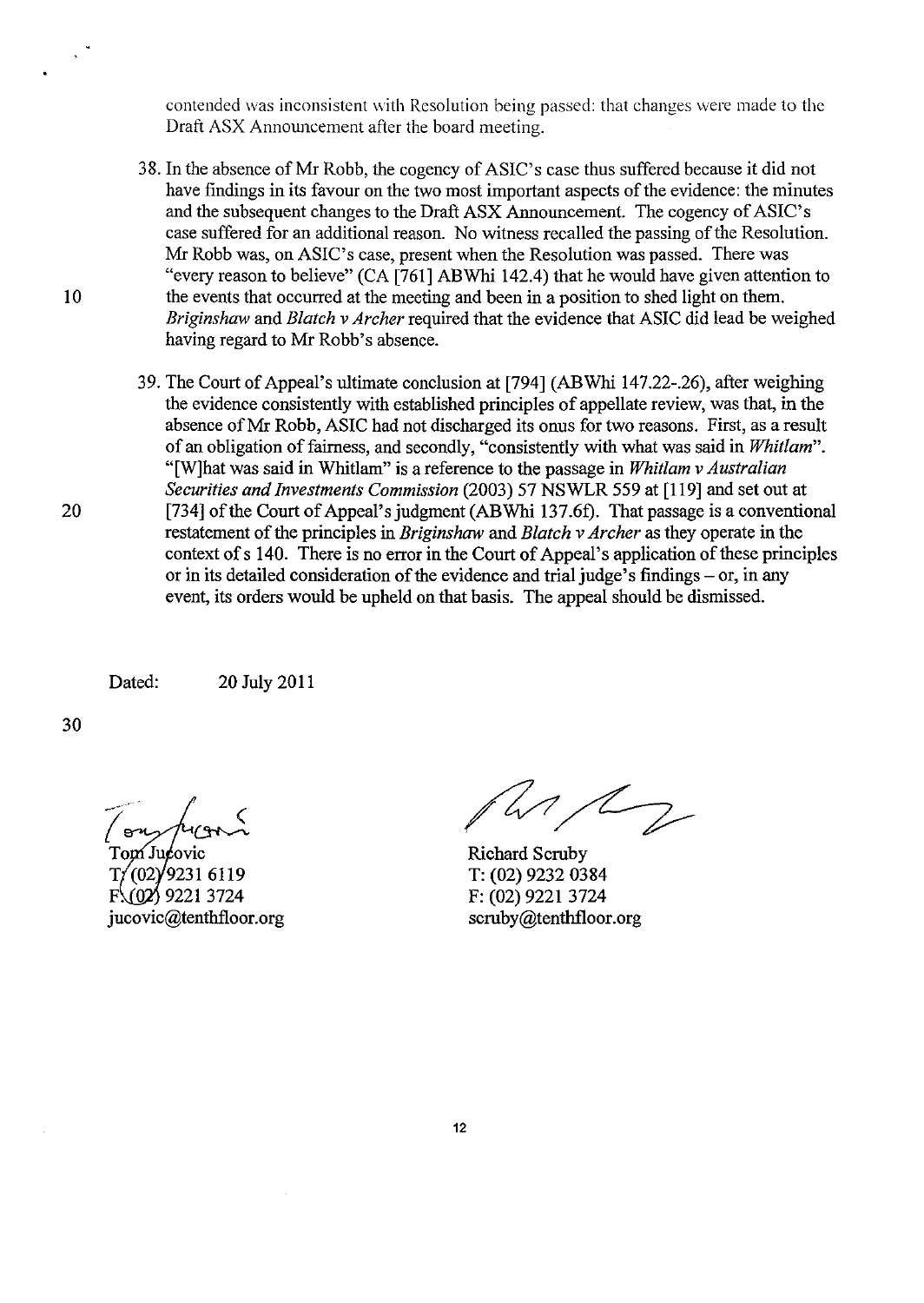contended was inconsistent with Resolution being passed: that changes were made to the Draft ASX Announcement after the board meeting.

38. In the absence of Mr Robb, the cogency of ASIC's case thus suffered because it did not have findings in its favour on the two most important aspects of the evidence: the minutes and the subsequent changes to the Draft ASX Announcement. The cogency of ASIC's case suffered for an additional reason. No witness recalled the passing of the Resolution. Mr Robb was, on ASIC's case, present when the Resolution was passed. There was "every reason to believe" (CA [761] ABWhi 142.4) that he would have given attention to the events that occurred at the meeting and been in a position to shed light on them. *Briginshaw* and *Blatch v Archer* required that the evidence that ASIC did lead be weighed having regard to Mr Robb's absence.

39. The Court of Appeal's ultimate conclusion at [794] (ABWhi 147.22-.26), after weighing the evidence consistently with established principles of appellate review, was that, in the absence of Mr Robb, ASIC had not discharged its onus for two reasons. First, as a result of an obligation of fairness, and secondly, "consistently with what was said in *Whitlam*". "[W]hat was said in Whitlam" is a reference to the passage in *Whitlam v Australian Securities and Investments Commission* (2003) 57 NSWLR 559 at [119] and set out at [734] of the Court of Appeal's judgment (ABWhi 137.6f). That passage is a conventional restatement of the principles in *Briginshaw* and *Blatch v Archer* as they operate in the context of s 140. There is no error in the Court of Appeal's application of these principles or in its detailed consideration of the evidence and trial judge's findings – or, in any event, its orders would be upheld on that basis. The appeal should be dismissed.

Dated: 20 July 2011

Tom Jucovic
T: (02) 9231 6119
F: (02) 9221 3724
jucovic@tenthfloor.org

Richard Scruby
T: (02) 9232 0384
F: (02) 9221 3724
scruby@tenthfloor.org